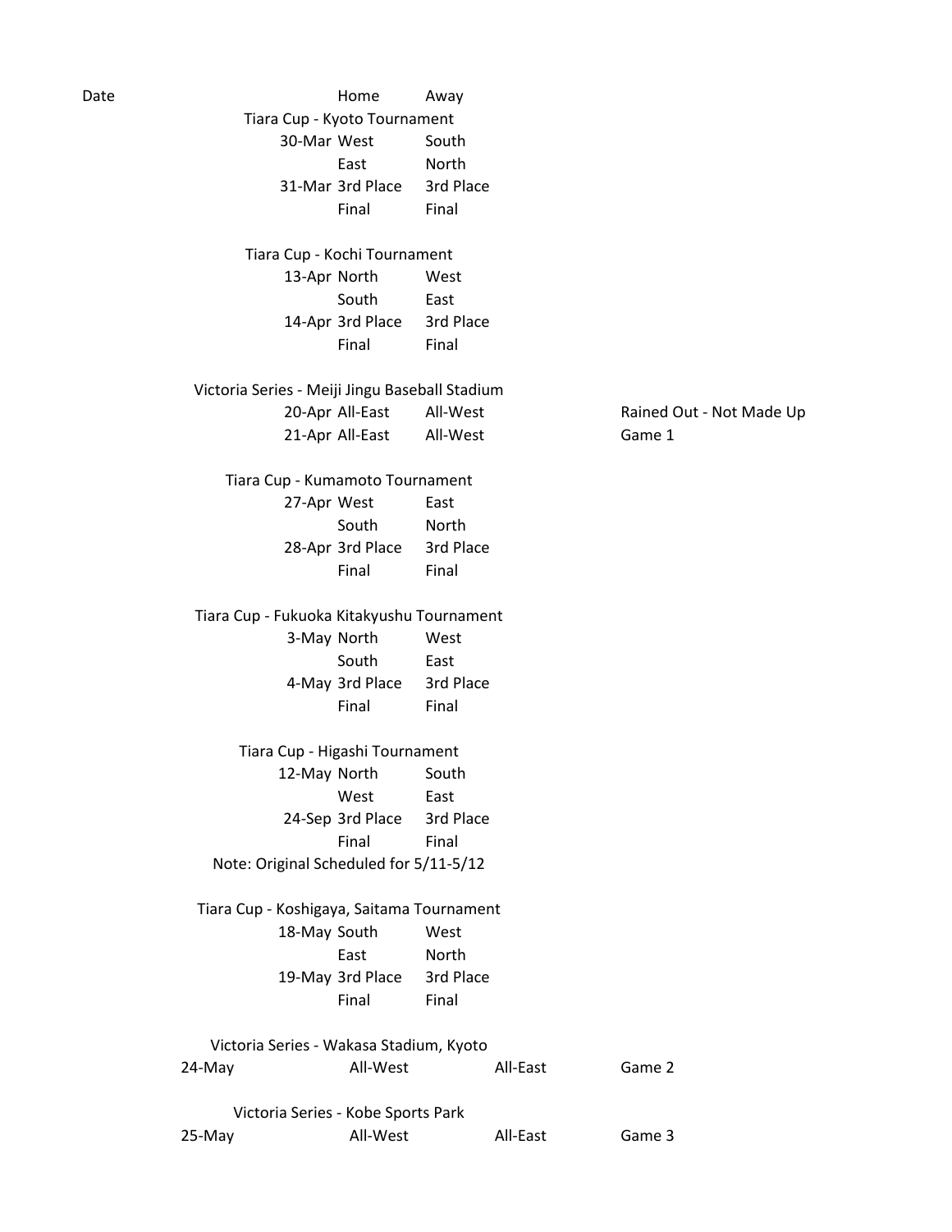| Date | Home | Away | |
|---|---|---|---|
| **Tiara Cup - Kyoto Tournament** | | | |
| 30-Mar | West | South | |
| | East | North | |
| 31-Mar | 3rd Place | 3rd Place | |
| | Final | Final | |
| **Tiara Cup - Kochi Tournament** | | | |
| 13-Apr | North | West | |
| | South | East | |
| 14-Apr | 3rd Place | 3rd Place | |
| | Final | Final | |
| **Victoria Series - Meiji Jingu Baseball Stadium** | | | |
| 20-Apr | All-East | All-West | Rained Out - Not Made Up |
| 21-Apr | All-East | All-West | Game 1 |
| **Tiara Cup - Kumamoto Tournament** | | | |
| 27-Apr | West | East | |
| | South | North | |
| 28-Apr | 3rd Place | 3rd Place | |
| | Final | Final | |
| **Tiara Cup - Fukuoka Kitakyushu Tournament** | | | |
| 3-May | North | West | |
| | South | East | |
| 4-May | 3rd Place | 3rd Place | |
| | Final | Final | |
| **Tiara Cup - Higashi Tournament** | | | |
| 12-May | North | South | |
| | West | East | |
| 24-Sep | 3rd Place | 3rd Place | |
| | Final | Final | |
| Note: Original Scheduled for 5/11-5/12 | | | |
| **Tiara Cup - Koshigaya, Saitama Tournament** | | | |
| 18-May | South | West | |
| | East | North | |
| 19-May | 3rd Place | 3rd Place | |
| | Final | Final | |
| **Victoria Series - Wakasa Stadium, Kyoto** | | | |
| 24-May | All-West | All-East | Game 2 |
| **Victoria Series - Kobe Sports Park** | | | |
| 25-May | All-West | All-East | Game 3 |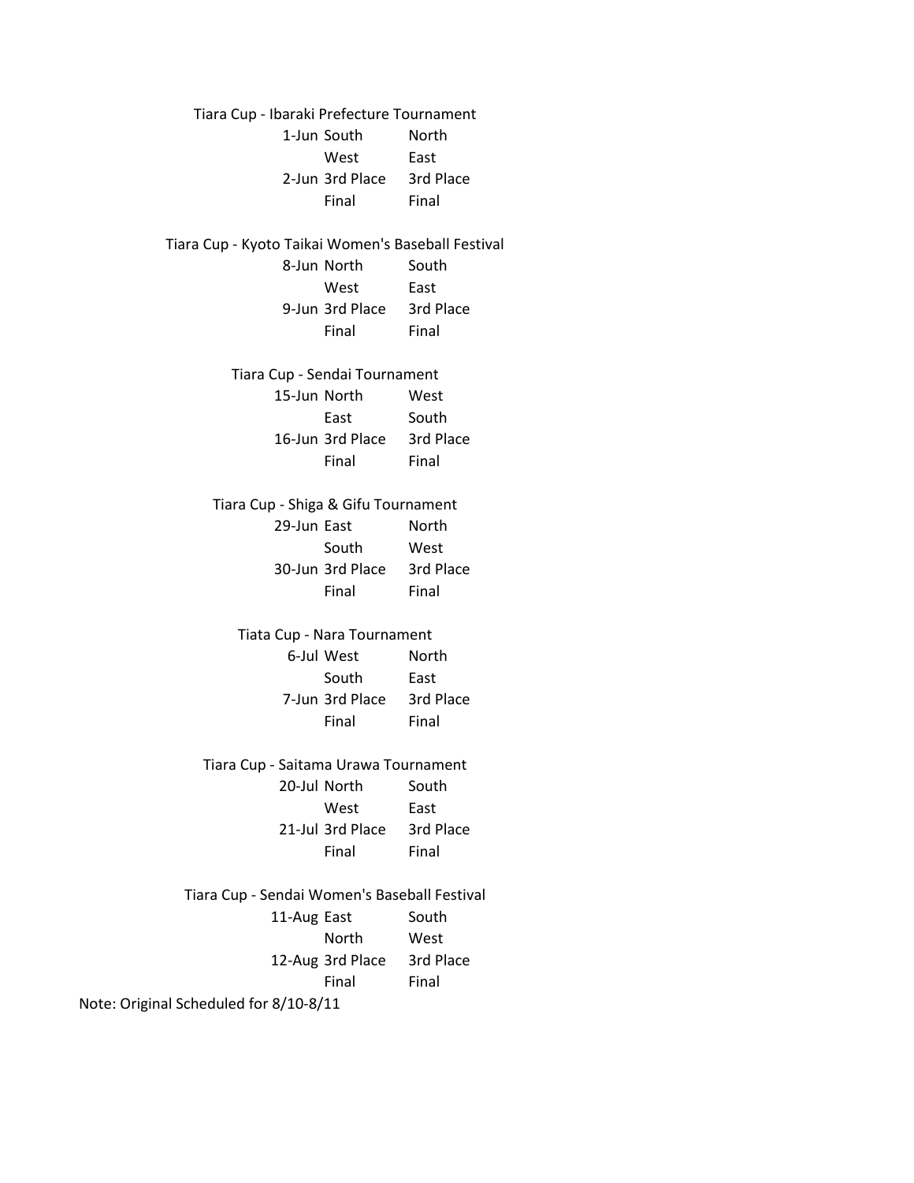### Tiara Cup - Ibaraki Prefecture Tournament

| | | |
|---|---|---|
| 1-Jun | South | North |
| | West | East |
| 2-Jun | 3rd Place | 3rd Place |
| | Final | Final |

### Tiara Cup - Kyoto Taikai Women's Baseball Festival

| | | |
|---|---|---|
| 8-Jun | North | South |
| | West | East |
| 9-Jun | 3rd Place | 3rd Place |
| | Final | Final |

### Tiara Cup - Sendai Tournament

| | | |
|---|---|---|
| 15-Jun | North | West |
| | East | South |
| 16-Jun | 3rd Place | 3rd Place |
| | Final | Final |

### Tiara Cup - Shiga & Gifu Tournament

| | | |
|---|---|---|
| 29-Jun | East | North |
| | South | West |
| 30-Jun | 3rd Place | 3rd Place |
| | Final | Final |

### Tiata Cup - Nara Tournament

| | | |
|---|---|---|
| 6-Jul | West | North |
| | South | East |
| 7-Jun | 3rd Place | 3rd Place |
| | Final | Final |

### Tiara Cup - Saitama Urawa Tournament

| | | |
|---|---|---|
| 20-Jul | North | South |
| | West | East |
| 21-Jul | 3rd Place | 3rd Place |
| | Final | Final |

### Tiara Cup - Sendai Women's Baseball Festival

| | | |
|---|---|---|
| 11-Aug | East | South |
| | North | West |
| 12-Aug | 3rd Place | 3rd Place |
| | Final | Final |

Note: Original Scheduled for 8/10-8/11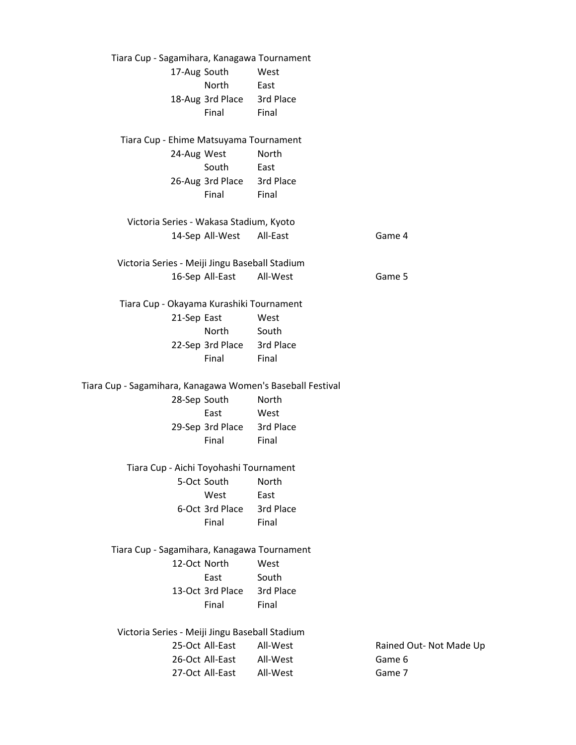Tiara Cup - Sagamihara, Kanagawa Tournament

| | | | |
|---|---|---|---|
| 17-Aug | South | West | |
| | North | East | |
| 18-Aug | 3rd Place | 3rd Place | |
| | Final | Final | |

Tiara Cup - Ehime Matsuyama Tournament

| | | | |
|---|---|---|---|
| 24-Aug | West | North | |
| | South | East | |
| 26-Aug | 3rd Place | 3rd Place | |
| | Final | Final | |

Victoria Series - Wakasa Stadium, Kyoto

| | | | |
|---|---|---|---|
| 14-Sep | All-West | All-East | Game 4 |

Victoria Series - Meiji Jingu Baseball Stadium

| | | | |
|---|---|---|---|
| 16-Sep | All-East | All-West | Game 5 |

Tiara Cup - Okayama Kurashiki Tournament

| | | | |
|---|---|---|---|
| 21-Sep | East | West | |
| | North | South | |
| 22-Sep | 3rd Place | 3rd Place | |
| | Final | Final | |

Tiara Cup - Sagamihara, Kanagawa Women's Baseball Festival

| | | | |
|---|---|---|---|
| 28-Sep | South | North | |
| | East | West | |
| 29-Sep | 3rd Place | 3rd Place | |
| | Final | Final | |

Tiara Cup - Aichi Toyohashi Tournament

| | | | |
|---|---|---|---|
| 5-Oct | South | North | |
| | West | East | |
| 6-Oct | 3rd Place | 3rd Place | |
| | Final | Final | |

Tiara Cup - Sagamihara, Kanagawa Tournament

| | | | |
|---|---|---|---|
| 12-Oct | North | West | |
| | East | South | |
| 13-Oct | 3rd Place | 3rd Place | |
| | Final | Final | |

Victoria Series - Meiji Jingu Baseball Stadium

| | | | |
|---|---|---|---|
| 25-Oct | All-East | All-West | Rained Out- Not Made Up |
| 26-Oct | All-East | All-West | Game 6 |
| 27-Oct | All-East | All-West | Game 7 |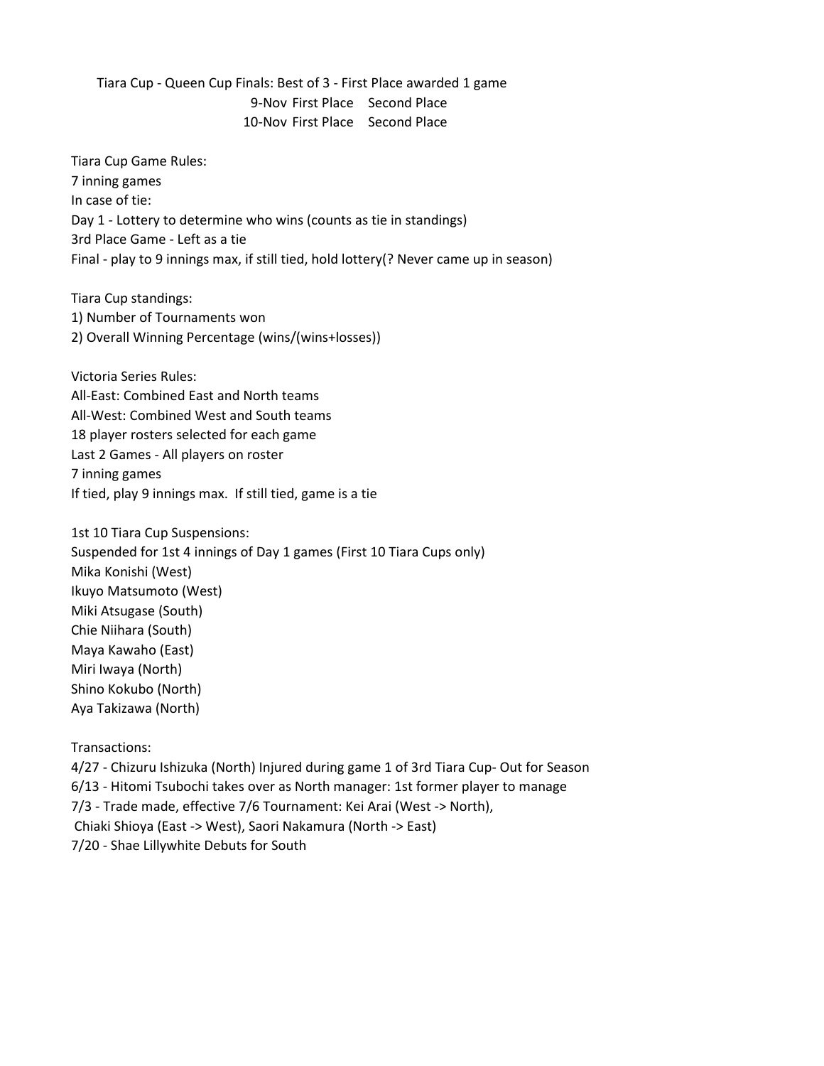Tiara Cup - Queen Cup Finals: Best of 3 - First Place awarded 1 game

| | | |
|---|---|---|
| 9-Nov | First Place | Second Place |
| 10-Nov | First Place | Second Place |

Tiara Cup Game Rules:
7 inning games
In case of tie:
Day 1 - Lottery to determine who wins (counts as tie in standings)
3rd Place Game - Left as a tie
Final - play to 9 innings max, if still tied, hold lottery(? Never came up in season)

Tiara Cup standings:
1) Number of Tournaments won
2) Overall Winning Percentage (wins/(wins+losses))

Victoria Series Rules:
All-East: Combined East and North teams
All-West: Combined West and South teams
18 player rosters selected for each game
Last 2 Games - All players on roster
7 inning games
If tied, play 9 innings max. If still tied, game is a tie

1st 10 Tiara Cup Suspensions:
Suspended for 1st 4 innings of Day 1 games (First 10 Tiara Cups only)
Mika Konishi (West)
Ikuyo Matsumoto (West)
Miki Atsugase (South)
Chie Niihara (South)
Maya Kawaho (East)
Miri Iwaya (North)
Shino Kokubo (North)
Aya Takizawa (North)

Transactions:
4/27 - Chizuru Ishizuka (North) Injured during game 1 of 3rd Tiara Cup- Out for Season
6/13 - Hitomi Tsubochi takes over as North manager: 1st former player to manage
7/3 - Trade made, effective 7/6 Tournament: Kei Arai (West -> North),
Chiaki Shioya (East -> West), Saori Nakamura (North -> East)
7/20 - Shae Lillywhite Debuts for South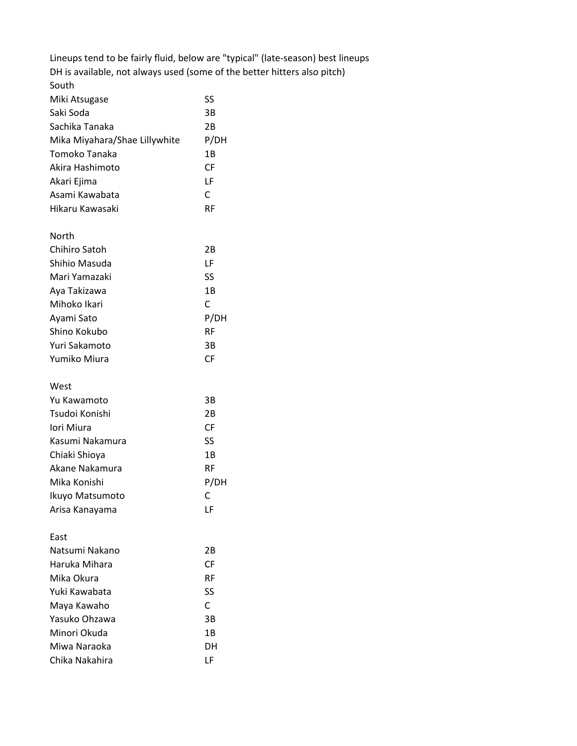Lineups tend to be fairly fluid, below are "typical" (late-season) best lineups
DH is available, not always used (some of the better hitters also pitch)

South

| | |
|---|---|
| Miki Atsugase | SS |
| Saki Soda | 3B |
| Sachika Tanaka | 2B |
| Mika Miyahara/Shae Lillywhite | P/DH |
| Tomoko Tanaka | 1B |
| Akira Hashimoto | CF |
| Akari Ejima | LF |
| Asami Kawabata | C |
| Hikaru Kawasaki | RF |

North

| | |
|---|---|
| Chihiro Satoh | 2B |
| Shihio Masuda | LF |
| Mari Yamazaki | SS |
| Aya Takizawa | 1B |
| Mihoko Ikari | C |
| Ayami Sato | P/DH |
| Shino Kokubo | RF |
| Yuri Sakamoto | 3B |
| Yumiko Miura | CF |

West

| | |
|---|---|
| Yu Kawamoto | 3B |
| Tsudoi Konishi | 2B |
| Iori Miura | CF |
| Kasumi Nakamura | SS |
| Chiaki Shioya | 1B |
| Akane Nakamura | RF |
| Mika Konishi | P/DH |
| Ikuyo Matsumoto | C |
| Arisa Kanayama | LF |

East

| | |
|---|---|
| Natsumi Nakano | 2B |
| Haruka Mihara | CF |
| Mika Okura | RF |
| Yuki Kawabata | SS |
| Maya Kawaho | C |
| Yasuko Ohzawa | 3B |
| Minori Okuda | 1B |
| Miwa Naraoka | DH |
| Chika Nakahira | LF |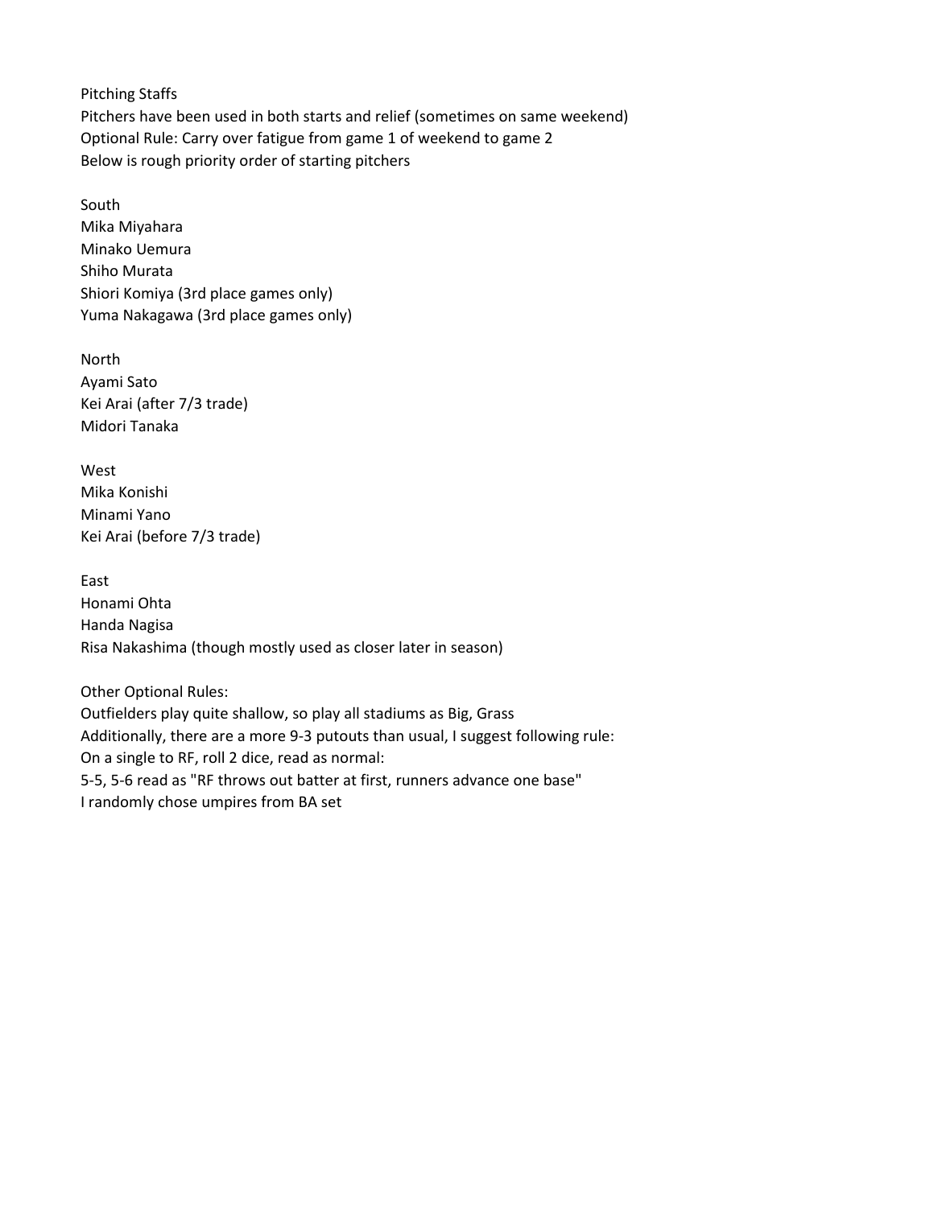Pitching Staffs

Pitchers have been used in both starts and relief (sometimes on same weekend)

Optional Rule: Carry over fatigue from game 1 of weekend to game 2

Below is rough priority order of starting pitchers

South

Mika Miyahara

Minako Uemura

Shiho Murata

Shiori Komiya (3rd place games only)

Yuma Nakagawa (3rd place games only)

North

Ayami Sato

Kei Arai (after 7/3 trade)

Midori Tanaka

West

Mika Konishi

Minami Yano

Kei Arai (before 7/3 trade)

East

Honami Ohta

Handa Nagisa

Risa Nakashima (though mostly used as closer later in season)

Other Optional Rules:

Outfielders play quite shallow, so play all stadiums as Big, Grass

Additionally, there are a more 9-3 putouts than usual, I suggest following rule:

On a single to RF, roll 2 dice, read as normal:

5-5, 5-6 read as "RF throws out batter at first, runners advance one base"

I randomly chose umpires from BA set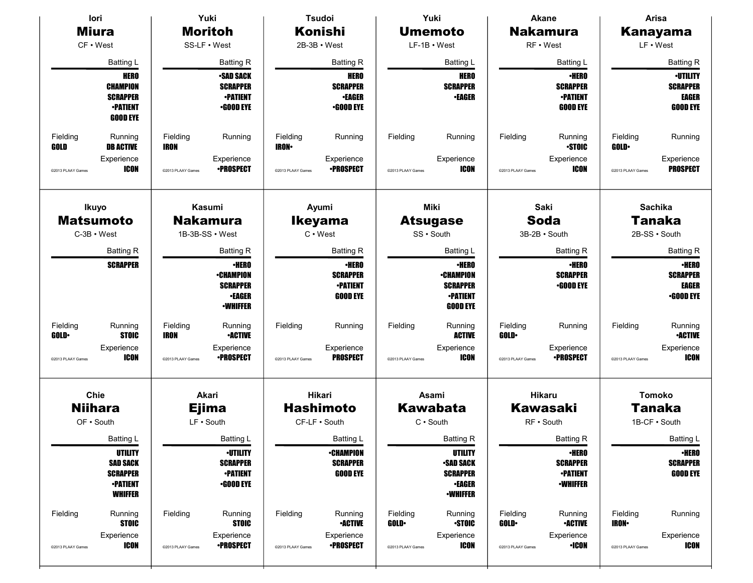**Iori**
## Miura
CF • West

Batting L

HERO
CHAMPION
SCRAPPER
•PATIENT
GOOD EYE

Fielding: GOLD
Running: DB ACTIVE
Experience: ICON

©2013 PLAAY Games

---

**Yuki**
## Moritoh
SS-LF • West

Batting R

•SAD SACK
SCRAPPER
•PATIENT
•GOOD EYE

Fielding: IRON
Running:
Experience: •PROSPECT

©2013 PLAAY Games

---

**Tsudoi**
## Konishi
2B-3B • West

Batting R

HERO
SCRAPPER
•EAGER
•GOOD EYE

Fielding: IRON•
Running:
Experience: •PROSPECT

©2013 PLAAY Games

---

**Yuki**
## Umemoto
LF-1B • West

Batting L

HERO
SCRAPPER
•EAGER

Fielding:
Running:
Experience: ICON

©2013 PLAAY Games

---

**Akane**
## Nakamura
RF • West

Batting L

•HERO
SCRAPPER
•PATIENT
GOOD EYE

Fielding:
Running: •STOIC
Experience: ICON

©2013 PLAAY Games

---

**Arisa**
## Kanayama
LF • West

Batting R

•UTILITY
SCRAPPER
EAGER
GOOD EYE

Fielding: GOLD•
Running:
Experience: PROSPECT

©2013 PLAAY Games

---

**Ikuyo**
## Matsumoto
C-3B • West

Batting R

SCRAPPER

Fielding: GOLD•
Running: STOIC
Experience: ICON

©2013 PLAAY Games

---

**Kasumi**
## Nakamura
1B-3B-SS • West

Batting R

•HERO
•CHAMPION
SCRAPPER
•EAGER
•WHIFFER

Fielding: IRON
Running: •ACTIVE
Experience: •PROSPECT

©2013 PLAAY Games

---

**Ayumi**
## Ikeyama
C • West

Batting R

•HERO
SCRAPPER
•PATIENT
GOOD EYE

Fielding:
Running:
Experience: PROSPECT

©2013 PLAAY Games

---

**Miki**
## Atsugase
SS • South

Batting L

•HERO
•CHAMPION
SCRAPPER
•PATIENT
GOOD EYE

Fielding:
Running: ACTIVE
Experience: ICON

©2013 PLAAY Games

---

**Saki**
## Soda
3B-2B • South

Batting R

•HERO
SCRAPPER
•GOOD EYE

Fielding: GOLD•
Running:
Experience: •PROSPECT

©2013 PLAAY Games

---

**Sachika**
## Tanaka
2B-SS • South

Batting R

•HERO
SCRAPPER
EAGER
•GOOD EYE

Fielding:
Running: •ACTIVE
Experience: ICON

©2013 PLAAY Games

---

**Chie**
## Niihara
OF • South

Batting L

UTILITY
SAD SACK
SCRAPPER
•PATIENT
WHIFFER

Fielding:
Running: STOIC
Experience: ICON

©2013 PLAAY Games

---

**Akari**
## Ejima
LF • South

Batting L

•UTILITY
SCRAPPER
•PATIENT
•GOOD EYE

Fielding:
Running: STOIC
Experience: •PROSPECT

©2013 PLAAY Games

---

**Hikari**
## Hashimoto
CF-LF • South

Batting L

•CHAMPION
SCRAPPER
GOOD EYE

Fielding:
Running: •ACTIVE
Experience: •PROSPECT

©2013 PLAAY Games

---

**Asami**
## Kawabata
C • South

Batting R

UTILITY
•SAD SACK
SCRAPPER
•EAGER
•WHIFFER

Fielding: GOLD•
Running: •STOIC
Experience: ICON

©2013 PLAAY Games

---

**Hikaru**
## Kawasaki
RF • South

Batting R

•HERO
SCRAPPER
•PATIENT
•WHIFFER

Fielding: GOLD•
Running: •ACTIVE
Experience: •ICON

©2013 PLAAY Games

---

**Tomoko**
## Tanaka
1B-CF • South

Batting L

•HERO
SCRAPPER
GOOD EYE

Fielding: IRON•
Running:
Experience: ICON

©2013 PLAAY Games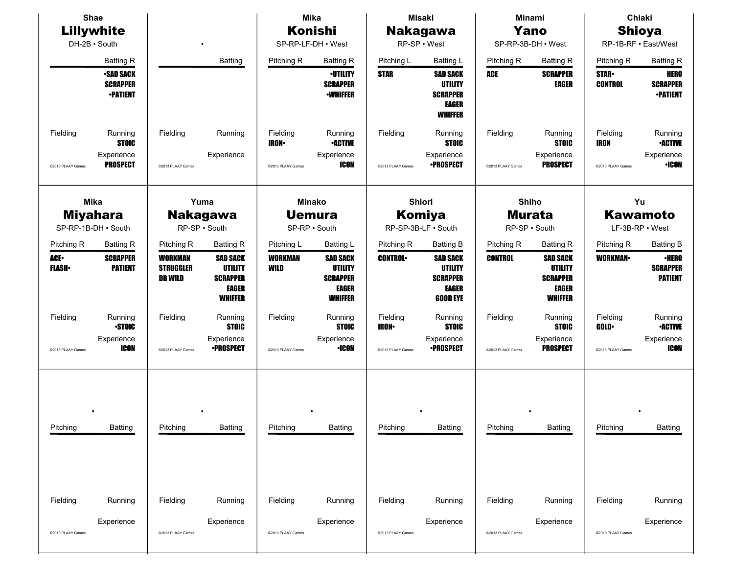**Shae**
## Lillywhite
DH-2B • South

| | Batting R |
|---|---|
| | •SAD SACK |
| | SCRAPPER |
| | •PATIENT |

Fielding | Running: STOIC
Experience: PROSPECT

©2013 PLAAY Games

---

•

| | Batting |
|---|---|

Fielding | Running
Experience

©2013 PLAAY Games

---

**Mika**
## Konishi
SP-RP-LF-DH • West

| Pitching R | Batting R |
|---|---|
| | •UTILITY |
| | SCRAPPER |
| | •WHIFFER |

Fielding: IRON• | Running: •ACTIVE
Experience: ICON

©2013 PLAAY Games

---

**Misaki**
## Nakagawa
RP-SP • West

| Pitching L | Batting L |
|---|---|
| STAR | SAD SACK |
| | UTILITY |
| | SCRAPPER |
| | EAGER |
| | WHIFFER |

Fielding | Running: STOIC
Experience: •PROSPECT

©2013 PLAAY Games

---

**Minami**
## Yano
SP-RP-3B-DH • West

| Pitching R | Batting R |
|---|---|
| ACE | SCRAPPER |
| | EAGER |

Fielding | Running: STOIC
Experience: PROSPECT

©2013 PLAAY Games

---

**Chiaki**
## Shioya
RP-1B-RF • East/West

| Pitching R | Batting R |
|---|---|
| STAR• | HERO |
| CONTROL | SCRAPPER |
| | •PATIENT |

Fielding: IRON | Running: •ACTIVE
Experience: •ICON

©2013 PLAAY Games

---

**Mika**
## Miyahara
SP-RP-1B-DH • South

| Pitching R | Batting R |
|---|---|
| ACE• | SCRAPPER |
| FLASH• | PATIENT |

Fielding | Running: •STOIC
Experience: ICON

©2013 PLAAY Games

---

**Yuma**
## Nakagawa
RP-SP • South

| Pitching R | Batting R |
|---|---|
| WORKMAN | SAD SACK |
| STRUGGLER | UTILITY |
| DB WILD | SCRAPPER |
| | EAGER |
| | WHIFFER |

Fielding | Running: STOIC
Experience: •PROSPECT

©2013 PLAAY Games

---

**Minako**
## Uemura
SP-RP • South

| Pitching L | Batting L |
|---|---|
| WORKMAN | SAD SACK |
| WILD | UTILITY |
| | SCRAPPER |
| | EAGER |
| | WHIFFER |

Fielding | Running: STOIC
Experience: •ICON

©2013 PLAAY Games

---

**Shiori**
## Komiya
RP-SP-3B-LF • South

| Pitching R | Batting B |
|---|---|
| CONTROL• | SAD SACK |
| | UTILITY |
| | SCRAPPER |
| | EAGER |
| | GOOD EYE |

Fielding: IRON• | Running: STOIC
Experience: •PROSPECT

©2013 PLAAY Games

---

**Shiho**
## Murata
RP-SP • South

| Pitching R | Batting R |
|---|---|
| CONTROL | SAD SACK |
| | UTILITY |
| | SCRAPPER |
| | EAGER |
| | WHIFFER |

Fielding | Running: STOIC
Experience: PROSPECT

©2013 PLAAY Games

---

**Yu**
## Kawamoto
LF-3B-RP • West

| Pitching R | Batting B |
|---|---|
| WORKMAN• | •HERO |
| | SCRAPPER |
| | PATIENT |

Fielding: GOLD• | Running: •ACTIVE
Experience: ICON

©2013 PLAAY Games

---

•

| Pitching | Batting |
|---|---|

Fielding | Running
Experience

©2013 PLAAY Games

---

•

| Pitching | Batting |
|---|---|

Fielding | Running
Experience

©2013 PLAAY Games

---

•

| Pitching | Batting |
|---|---|

Fielding | Running
Experience

©2013 PLAAY Games

---

•

| Pitching | Batting |
|---|---|

Fielding | Running
Experience

©2013 PLAAY Games

---

•

| Pitching | Batting |
|---|---|

Fielding | Running
Experience

©2013 PLAAY Games

---

•

| Pitching | Batting |
|---|---|

Fielding | Running
Experience

©2013 PLAAY Games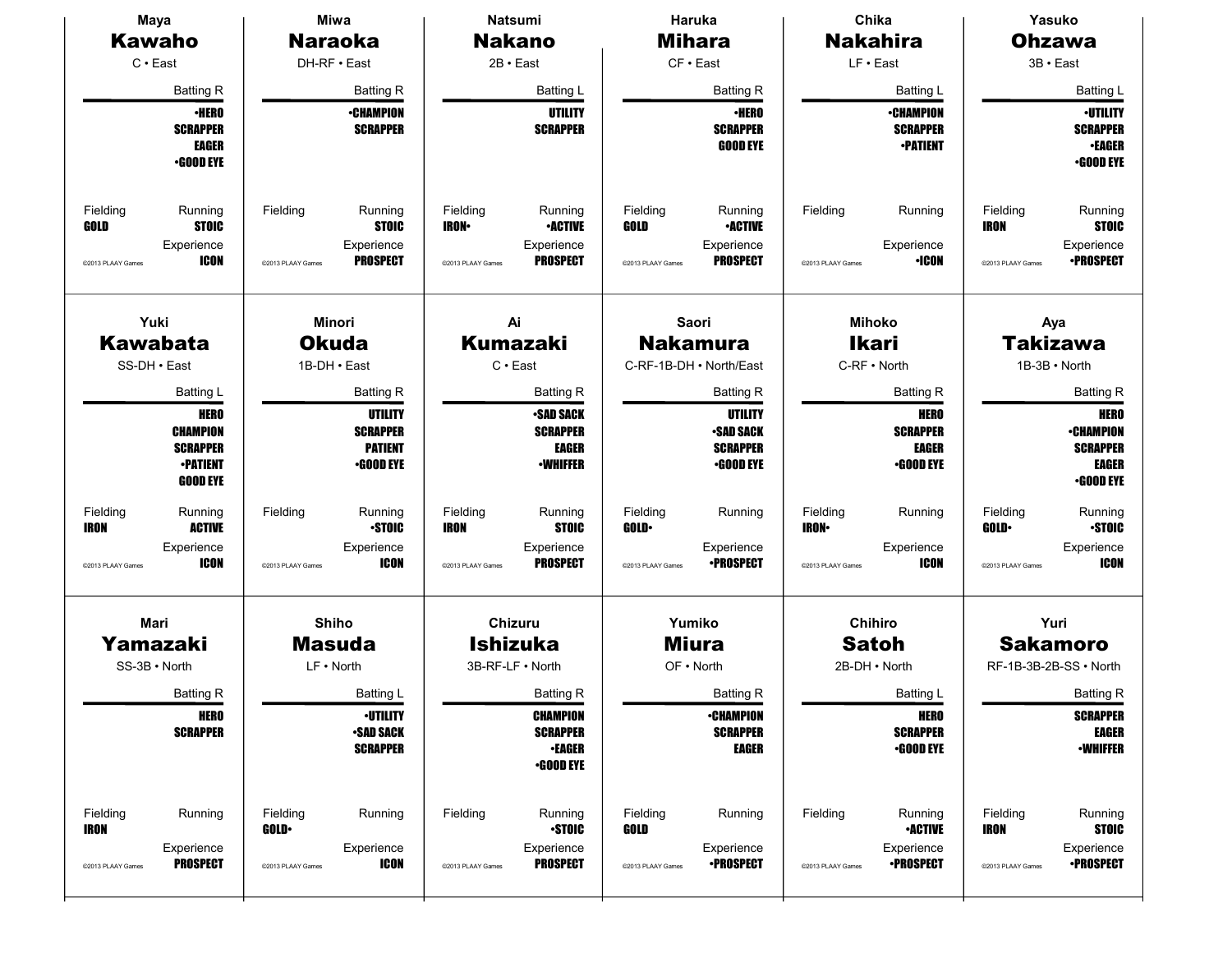## Maya Kawaho

C • East

Batting R

- •HERO
- SCRAPPER
- EAGER
- •GOOD EYE

Fielding: GOLD
Running: STOIC
Experience: ICON

©2013 PLAAY Games

## Miwa Naraoka

DH-RF • East

Batting R

- •CHAMPION
- SCRAPPER

Fielding:
Running: STOIC
Experience: PROSPECT

©2013 PLAAY Games

## Natsumi Nakano

2B • East

Batting L

- UTILITY
- SCRAPPER

Fielding: IRON•
Running: •ACTIVE
Experience: PROSPECT

©2013 PLAAY Games

## Haruka Mihara

CF • East

Batting R

- •HERO
- SCRAPPER
- GOOD EYE

Fielding: GOLD
Running: •ACTIVE
Experience: PROSPECT

©2013 PLAAY Games

## Chika Nakahira

LF • East

Batting L

- •CHAMPION
- SCRAPPER
- •PATIENT

Fielding:
Running:
Experience: •ICON

©2013 PLAAY Games

## Yasuko Ohzawa

3B • East

Batting L

- •UTILITY
- SCRAPPER
- •EAGER
- •GOOD EYE

Fielding: IRON
Running: STOIC
Experience: •PROSPECT

©2013 PLAAY Games

## Yuki Kawabata

SS-DH • East

Batting L

- HERO
- CHAMPION
- SCRAPPER
- •PATIENT
- GOOD EYE

Fielding: IRON
Running: ACTIVE
Experience: ICON

©2013 PLAAY Games

## Minori Okuda

1B-DH • East

Batting R

- UTILITY
- SCRAPPER
- PATIENT
- •GOOD EYE

Fielding:
Running: •STOIC
Experience: ICON

©2013 PLAAY Games

## Ai Kumazaki

C • East

Batting R

- •SAD SACK
- SCRAPPER
- EAGER
- •WHIFFER

Fielding: IRON
Running: STOIC
Experience: PROSPECT

©2013 PLAAY Games

## Saori Nakamura

C-RF-1B-DH • North/East

Batting R

- UTILITY
- •SAD SACK
- SCRAPPER
- •GOOD EYE

Fielding: GOLD•
Running:
Experience: •PROSPECT

©2013 PLAAY Games

## Mihoko Ikari

C-RF • North

Batting R

- HERO
- SCRAPPER
- EAGER
- •GOOD EYE

Fielding: IRON•
Running:
Experience: ICON

©2013 PLAAY Games

## Aya Takizawa

1B-3B • North

Batting R

- HERO
- •CHAMPION
- SCRAPPER
- EAGER
- •GOOD EYE

Fielding: GOLD•
Running: •STOIC
Experience: ICON

©2013 PLAAY Games

## Mari Yamazaki

SS-3B • North

Batting R

- HERO
- SCRAPPER

Fielding: IRON
Running:
Experience: PROSPECT

©2013 PLAAY Games

## Shiho Masuda

LF • North

Batting L

- •UTILITY
- •SAD SACK
- SCRAPPER

Fielding: GOLD•
Running:
Experience: ICON

©2013 PLAAY Games

## Chizuru Ishizuka

3B-RF-LF • North

Batting R

- CHAMPION
- SCRAPPER
- •EAGER
- •GOOD EYE

Fielding:
Running: •STOIC
Experience: PROSPECT

©2013 PLAAY Games

## Yumiko Miura

OF • North

Batting R

- •CHAMPION
- SCRAPPER
- EAGER

Fielding: GOLD
Running:
Experience: •PROSPECT

©2013 PLAAY Games

## Chihiro Satoh

2B-DH • North

Batting L

- HERO
- SCRAPPER
- •GOOD EYE

Fielding:
Running: •ACTIVE
Experience: •PROSPECT

©2013 PLAAY Games

## Yuri Sakamoro

RF-1B-3B-2B-SS • North

Batting R

- SCRAPPER
- EAGER
- •WHIFFER

Fielding: IRON
Running: STOIC
Experience: •PROSPECT

©2013 PLAAY Games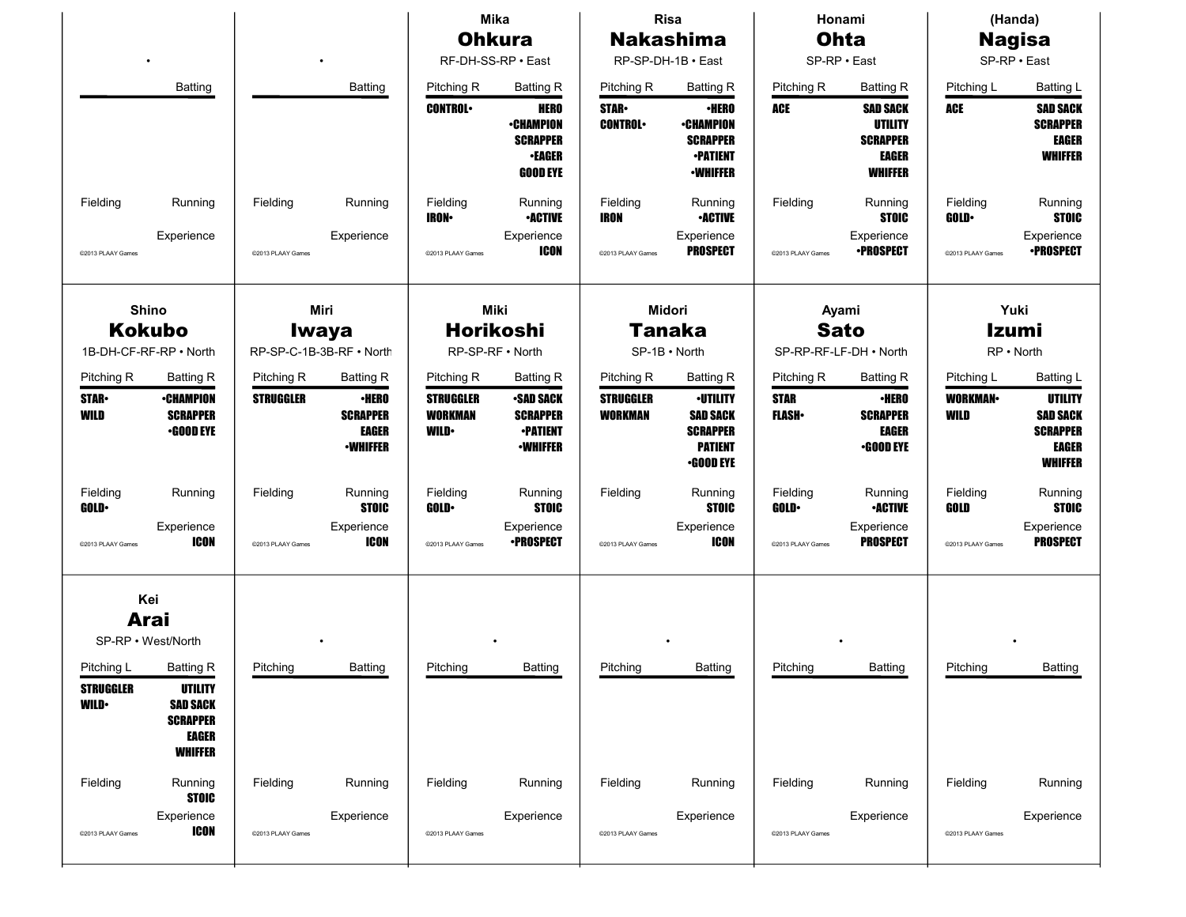Mika
**Ohkura**
RF-DH-SS-RP • East

| Pitching R | Batting R |
|---|---|
| CONTROL• | HERO |
| | •CHAMPION |
| | SCRAPPER |
| | •EAGER |
| | GOOD EYE |

Fielding: IRON•
Running: •ACTIVE
Experience: ICON

©2013 PLAAY Games

---

Risa
**Nakashima**
RP-SP-DH-1B • East

| Pitching R | Batting R |
|---|---|
| STAR• | •HERO |
| CONTROL• | •CHAMPION |
| | SCRAPPER |
| | •PATIENT |
| | •WHIFFER |

Fielding: IRON
Running: •ACTIVE
Experience: PROSPECT

©2013 PLAAY Games

---

Honami
**Ohta**
SP-RP • East

| Pitching R | Batting R |
|---|---|
| ACE | SAD SACK |
| | UTILITY |
| | SCRAPPER |
| | EAGER |
| | WHIFFER |

Fielding:
Running: STOIC
Experience: •PROSPECT

©2013 PLAAY Games

---

(Handa)
**Nagisa**
SP-RP • East

| Pitching L | Batting L |
|---|---|
| ACE | SAD SACK |
| | SCRAPPER |
| | EAGER |
| | WHIFFER |

Fielding: GOLD•
Running: STOIC
Experience: •PROSPECT

©2013 PLAAY Games

---

Shino
**Kokubo**
1B-DH-CF-RF-RP • North

| Pitching R | Batting R |
|---|---|
| STAR• | •CHAMPION |
| WILD | SCRAPPER |
| | •GOOD EYE |

Fielding: GOLD•
Running:
Experience: ICON

©2013 PLAAY Games

---

Miri
**Iwaya**
RP-SP-C-1B-3B-RF • North

| Pitching R | Batting R |
|---|---|
| STRUGGLER | •HERO |
| | SCRAPPER |
| | EAGER |
| | •WHIFFER |

Fielding:
Running: STOIC
Experience: ICON

©2013 PLAAY Games

---

Miki
**Horikoshi**
RP-SP-RF • North

| Pitching R | Batting R |
|---|---|
| STRUGGLER | •SAD SACK |
| WORKMAN | SCRAPPER |
| WILD• | •PATIENT |
| | •WHIFFER |

Fielding: GOLD•
Running: STOIC
Experience: •PROSPECT

©2013 PLAAY Games

---

Midori
**Tanaka**
SP-1B • North

| Pitching R | Batting R |
|---|---|
| STRUGGLER | •UTILITY |
| WORKMAN | SAD SACK |
| | SCRAPPER |
| | PATIENT |
| | •GOOD EYE |

Fielding:
Running: STOIC
Experience: ICON

©2013 PLAAY Games

---

Ayami
**Sato**
SP-RP-RF-LF-DH • North

| Pitching R | Batting R |
|---|---|
| STAR | •HERO |
| FLASH• | SCRAPPER |
| | EAGER |
| | •GOOD EYE |

Fielding: GOLD•
Running: •ACTIVE
Experience: PROSPECT

©2013 PLAAY Games

---

Yuki
**Izumi**
RP • North

| Pitching L | Batting L |
|---|---|
| WORKMAN• | UTILITY |
| WILD | SAD SACK |
| | SCRAPPER |
| | EAGER |
| | WHIFFER |

Fielding: GOLD
Running: STOIC
Experience: PROSPECT

©2013 PLAAY Games

---

Kei
**Arai**
SP-RP • West/North

| Pitching L | Batting R |
|---|---|
| STRUGGLER | UTILITY |
| WILD• | SAD SACK |
| | SCRAPPER |
| | EAGER |
| | WHIFFER |

Fielding:
Running: STOIC
Experience: ICON

©2013 PLAAY Games